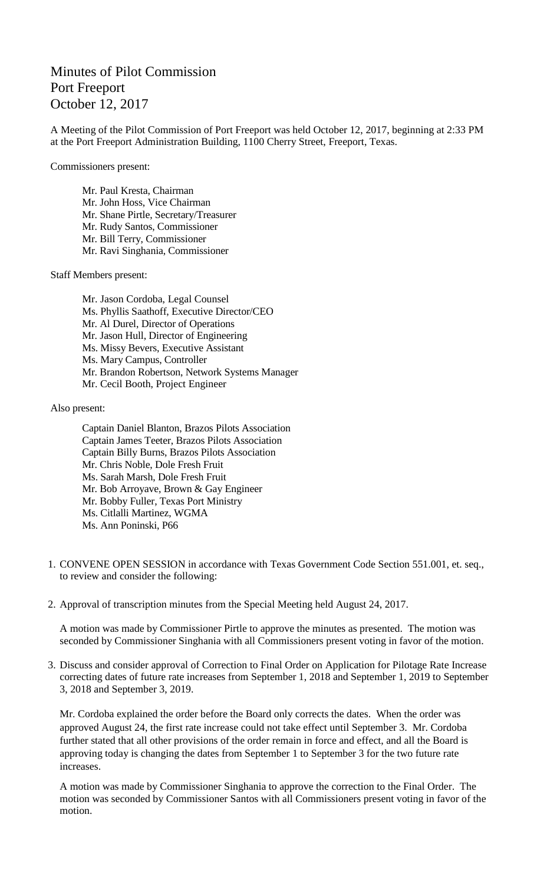# Minutes of Pilot Commission
# Port Freeport
# October 12, 2017

A Meeting of the Pilot Commission of Port Freeport was held October 12, 2017, beginning at 2:33 PM at the Port Freeport Administration Building, 1100 Cherry Street, Freeport, Texas.

Commissioners present:

Mr. Paul Kresta, Chairman
Mr. John Hoss, Vice Chairman
Mr. Shane Pirtle, Secretary/Treasurer
Mr. Rudy Santos, Commissioner
Mr. Bill Terry, Commissioner
Mr. Ravi Singhania, Commissioner

Staff Members present:

Mr. Jason Cordoba, Legal Counsel
Ms. Phyllis Saathoff, Executive Director/CEO
Mr. Al Durel, Director of Operations
Mr. Jason Hull, Director of Engineering
Ms. Missy Bevers, Executive Assistant
Ms. Mary Campus, Controller
Mr. Brandon Robertson, Network Systems Manager
Mr. Cecil Booth, Project Engineer

Also present:

Captain Daniel Blanton, Brazos Pilots Association
Captain James Teeter, Brazos Pilots Association
Captain Billy Burns, Brazos Pilots Association
Mr. Chris Noble, Dole Fresh Fruit
Ms. Sarah Marsh, Dole Fresh Fruit
Mr. Bob Arroyave, Brown & Gay Engineer
Mr. Bobby Fuller, Texas Port Ministry
Ms. Citlalli Martinez, WGMA
Ms. Ann Poninski, P66

1. CONVENE OPEN SESSION in accordance with Texas Government Code Section 551.001, et. seq., to review and consider the following:

2. Approval of transcription minutes from the Special Meeting held August 24, 2017.

   A motion was made by Commissioner Pirtle to approve the minutes as presented. The motion was seconded by Commissioner Singhania with all Commissioners present voting in favor of the motion.

3. Discuss and consider approval of Correction to Final Order on Application for Pilotage Rate Increase correcting dates of future rate increases from September 1, 2018 and September 1, 2019 to September 3, 2018 and September 3, 2019.

   Mr. Cordoba explained the order before the Board only corrects the dates. When the order was approved August 24, the first rate increase could not take effect until September 3. Mr. Cordoba further stated that all other provisions of the order remain in force and effect, and all the Board is approving today is changing the dates from September 1 to September 3 for the two future rate increases.

   A motion was made by Commissioner Singhania to approve the correction to the Final Order. The motion was seconded by Commissioner Santos with all Commissioners present voting in favor of the motion.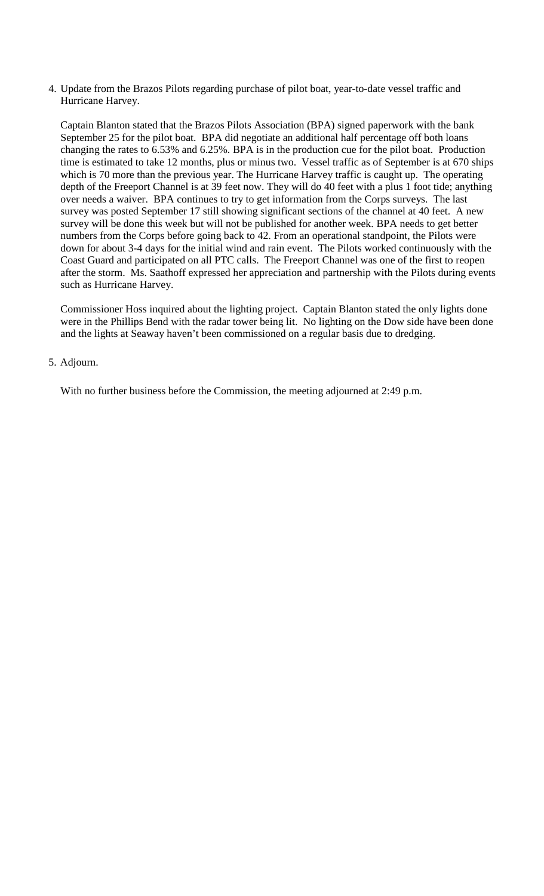4. Update from the Brazos Pilots regarding purchase of pilot boat, year-to-date vessel traffic and Hurricane Harvey.

   Captain Blanton stated that the Brazos Pilots Association (BPA) signed paperwork with the bank September 25 for the pilot boat. BPA did negotiate an additional half percentage off both loans changing the rates to 6.53% and 6.25%. BPA is in the production cue for the pilot boat. Production time is estimated to take 12 months, plus or minus two. Vessel traffic as of September is at 670 ships which is 70 more than the previous year. The Hurricane Harvey traffic is caught up. The operating depth of the Freeport Channel is at 39 feet now. They will do 40 feet with a plus 1 foot tide; anything over needs a waiver. BPA continues to try to get information from the Corps surveys. The last survey was posted September 17 still showing significant sections of the channel at 40 feet. A new survey will be done this week but will not be published for another week. BPA needs to get better numbers from the Corps before going back to 42. From an operational standpoint, the Pilots were down for about 3-4 days for the initial wind and rain event. The Pilots worked continuously with the Coast Guard and participated on all PTC calls. The Freeport Channel was one of the first to reopen after the storm. Ms. Saathoff expressed her appreciation and partnership with the Pilots during events such as Hurricane Harvey.

   Commissioner Hoss inquired about the lighting project. Captain Blanton stated the only lights done were in the Phillips Bend with the radar tower being lit. No lighting on the Dow side have been done and the lights at Seaway haven't been commissioned on a regular basis due to dredging.

5. Adjourn.

   With no further business before the Commission, the meeting adjourned at 2:49 p.m.